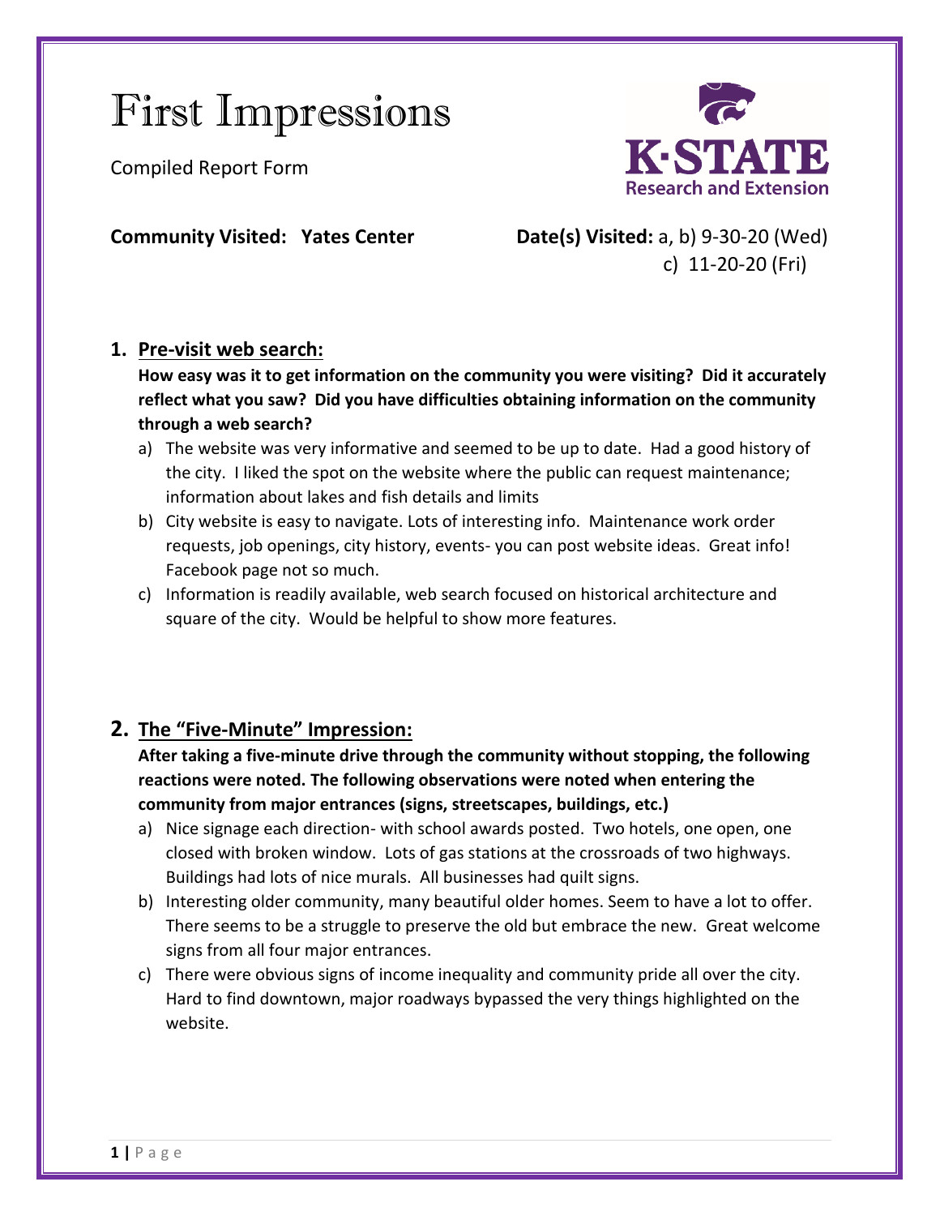# First Impressions

Compiled Report Form

K·STATE Research and Extension

**Community Visited: Yates Center** **Date(s) Visited:** a, b) 9-30-20 (Wed)
c) 11-20-20 (Fri)

## 1. Pre-visit web search:

**How easy was it to get information on the community you were visiting? Did it accurately reflect what you saw? Did you have difficulties obtaining information on the community through a web search?**

a) The website was very informative and seemed to be up to date. Had a good history of the city. I liked the spot on the website where the public can request maintenance; information about lakes and fish details and limits
b) City website is easy to navigate. Lots of interesting info. Maintenance work order requests, job openings, city history, events- you can post website ideas. Great info! Facebook page not so much.
c) Information is readily available, web search focused on historical architecture and square of the city. Would be helpful to show more features.

## 2. The "Five-Minute" Impression:

**After taking a five-minute drive through the community without stopping, the following reactions were noted. The following observations were noted when entering the community from major entrances (signs, streetscapes, buildings, etc.)**

a) Nice signage each direction- with school awards posted. Two hotels, one open, one closed with broken window. Lots of gas stations at the crossroads of two highways. Buildings had lots of nice murals. All businesses had quilt signs.
b) Interesting older community, many beautiful older homes. Seem to have a lot to offer. There seems to be a struggle to preserve the old but embrace the new. Great welcome signs from all four major entrances.
c) There were obvious signs of income inequality and community pride all over the city. Hard to find downtown, major roadways bypassed the very things highlighted on the website.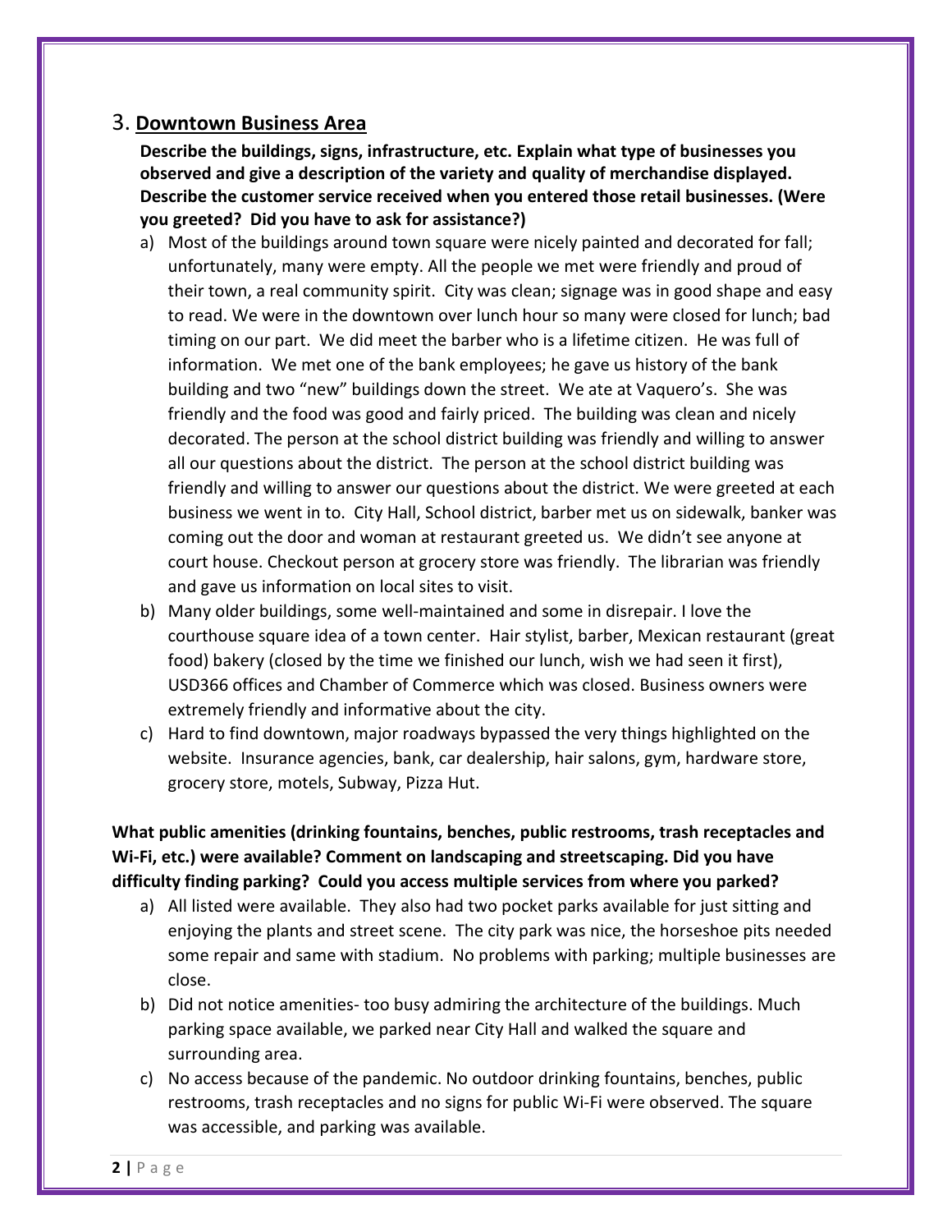## 3. **Downtown Business Area**

**Describe the buildings, signs, infrastructure, etc. Explain what type of businesses you observed and give a description of the variety and quality of merchandise displayed. Describe the customer service received when you entered those retail businesses. (Were you greeted? Did you have to ask for assistance?)**

a) Most of the buildings around town square were nicely painted and decorated for fall; unfortunately, many were empty. All the people we met were friendly and proud of their town, a real community spirit. City was clean; signage was in good shape and easy to read. We were in the downtown over lunch hour so many were closed for lunch; bad timing on our part. We did meet the barber who is a lifetime citizen. He was full of information. We met one of the bank employees; he gave us history of the bank building and two "new" buildings down the street. We ate at Vaquero's. She was friendly and the food was good and fairly priced. The building was clean and nicely decorated. The person at the school district building was friendly and willing to answer all our questions about the district. The person at the school district building was friendly and willing to answer our questions about the district. We were greeted at each business we went in to. City Hall, School district, barber met us on sidewalk, banker was coming out the door and woman at restaurant greeted us. We didn't see anyone at court house. Checkout person at grocery store was friendly. The librarian was friendly and gave us information on local sites to visit.

b) Many older buildings, some well-maintained and some in disrepair. I love the courthouse square idea of a town center. Hair stylist, barber, Mexican restaurant (great food) bakery (closed by the time we finished our lunch, wish we had seen it first), USD366 offices and Chamber of Commerce which was closed. Business owners were extremely friendly and informative about the city.

c) Hard to find downtown, major roadways bypassed the very things highlighted on the website. Insurance agencies, bank, car dealership, hair salons, gym, hardware store, grocery store, motels, Subway, Pizza Hut.

**What public amenities (drinking fountains, benches, public restrooms, trash receptacles and Wi-Fi, etc.) were available? Comment on landscaping and streetscaping. Did you have difficulty finding parking? Could you access multiple services from where you parked?**

a) All listed were available. They also had two pocket parks available for just sitting and enjoying the plants and street scene. The city park was nice, the horseshoe pits needed some repair and same with stadium. No problems with parking; multiple businesses are close.

b) Did not notice amenities- too busy admiring the architecture of the buildings. Much parking space available, we parked near City Hall and walked the square and surrounding area.

c) No access because of the pandemic. No outdoor drinking fountains, benches, public restrooms, trash receptacles and no signs for public Wi-Fi were observed. The square was accessible, and parking was available.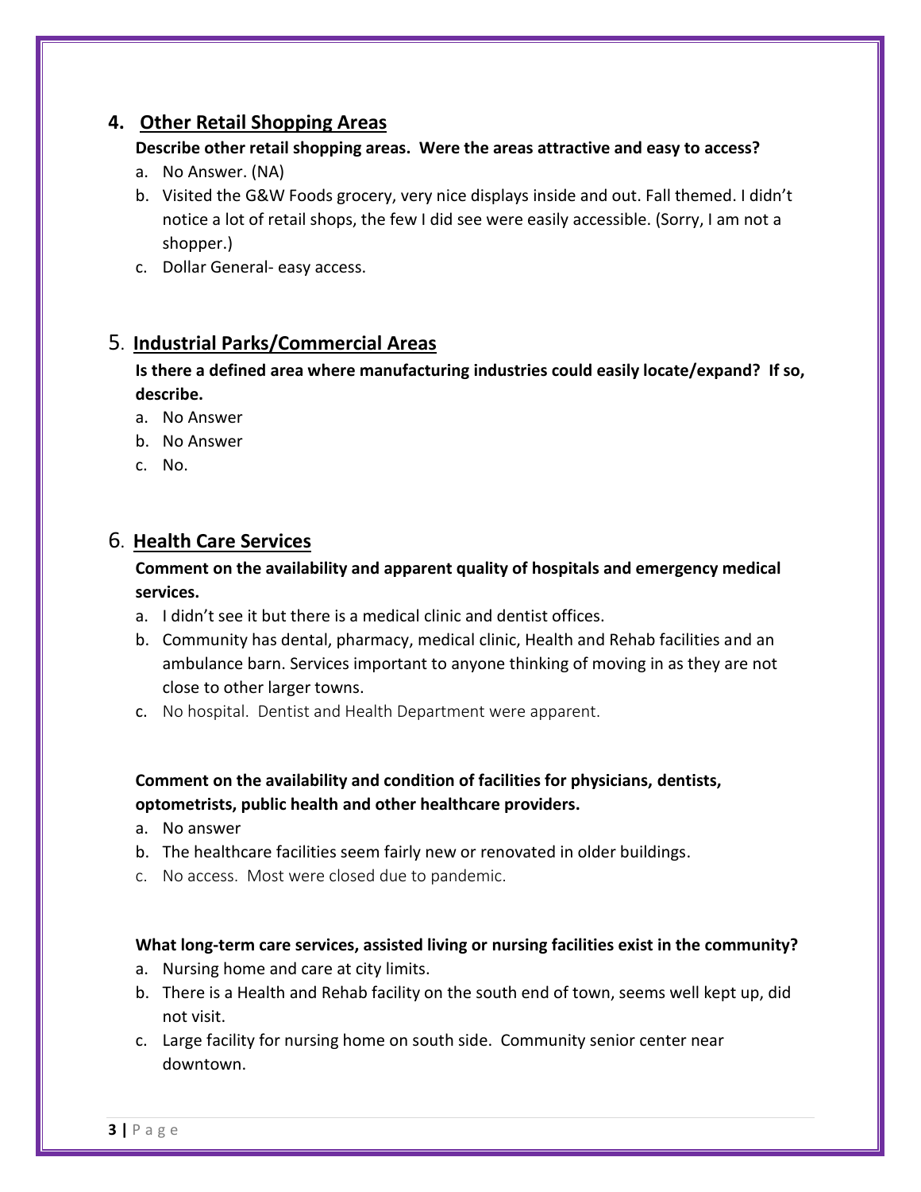## 4. Other Retail Shopping Areas

**Describe other retail shopping areas. Were the areas attractive and easy to access?**

a. No Answer. (NA)
b. Visited the G&W Foods grocery, very nice displays inside and out. Fall themed. I didn't notice a lot of retail shops, the few I did see were easily accessible. (Sorry, I am not a shopper.)
c. Dollar General- easy access.

## 5. Industrial Parks/Commercial Areas

**Is there a defined area where manufacturing industries could easily locate/expand? If so, describe.**

a. No Answer
b. No Answer
c. No.

## 6. Health Care Services

**Comment on the availability and apparent quality of hospitals and emergency medical services.**

a. I didn't see it but there is a medical clinic and dentist offices.
b. Community has dental, pharmacy, medical clinic, Health and Rehab facilities and an ambulance barn. Services important to anyone thinking of moving in as they are not close to other larger towns.
c. No hospital. Dentist and Health Department were apparent.

**Comment on the availability and condition of facilities for physicians, dentists, optometrists, public health and other healthcare providers.**

a. No answer
b. The healthcare facilities seem fairly new or renovated in older buildings.
c. No access. Most were closed due to pandemic.

**What long-term care services, assisted living or nursing facilities exist in the community?**

a. Nursing home and care at city limits.
b. There is a Health and Rehab facility on the south end of town, seems well kept up, did not visit.
c. Large facility for nursing home on south side. Community senior center near downtown.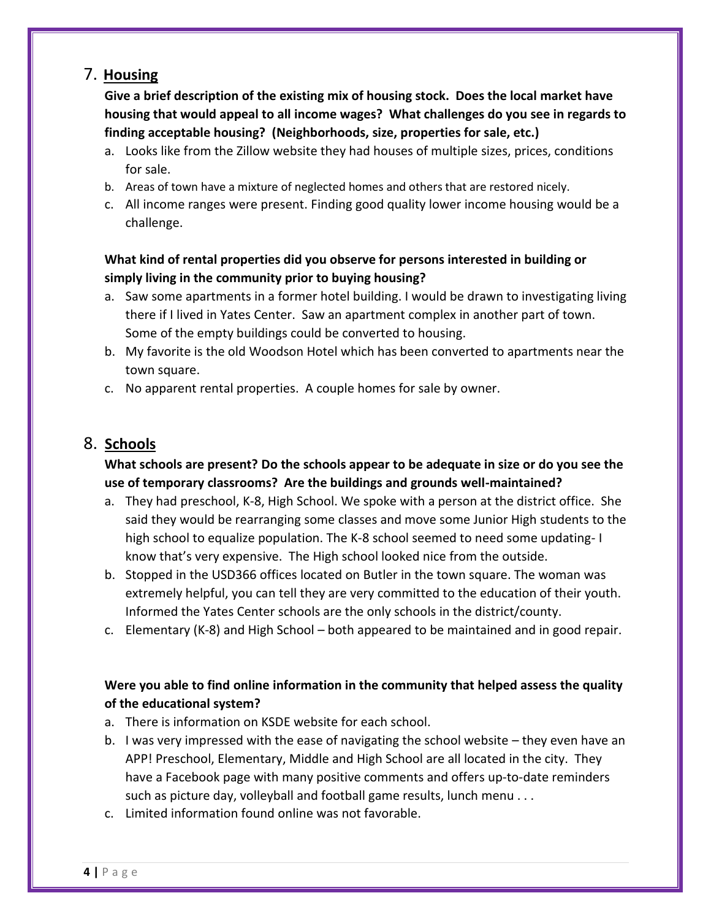## 7. **Housing**

**Give a brief description of the existing mix of housing stock. Does the local market have housing that would appeal to all income wages? What challenges do you see in regards to finding acceptable housing? (Neighborhoods, size, properties for sale, etc.)**

a. Looks like from the Zillow website they had houses of multiple sizes, prices, conditions for sale.
b. Areas of town have a mixture of neglected homes and others that are restored nicely.
c. All income ranges were present. Finding good quality lower income housing would be a challenge.

**What kind of rental properties did you observe for persons interested in building or simply living in the community prior to buying housing?**

a. Saw some apartments in a former hotel building. I would be drawn to investigating living there if I lived in Yates Center. Saw an apartment complex in another part of town. Some of the empty buildings could be converted to housing.
b. My favorite is the old Woodson Hotel which has been converted to apartments near the town square.
c. No apparent rental properties. A couple homes for sale by owner.

## 8. **Schools**

**What schools are present? Do the schools appear to be adequate in size or do you see the use of temporary classrooms? Are the buildings and grounds well-maintained?**

a. They had preschool, K-8, High School. We spoke with a person at the district office. She said they would be rearranging some classes and move some Junior High students to the high school to equalize population. The K-8 school seemed to need some updating- I know that's very expensive. The High school looked nice from the outside.
b. Stopped in the USD366 offices located on Butler in the town square. The woman was extremely helpful, you can tell they are very committed to the education of their youth. Informed the Yates Center schools are the only schools in the district/county.
c. Elementary (K-8) and High School – both appeared to be maintained and in good repair.

**Were you able to find online information in the community that helped assess the quality of the educational system?**

a. There is information on KSDE website for each school.
b. I was very impressed with the ease of navigating the school website – they even have an APP! Preschool, Elementary, Middle and High School are all located in the city. They have a Facebook page with many positive comments and offers up-to-date reminders such as picture day, volleyball and football game results, lunch menu . . .
c. Limited information found online was not favorable.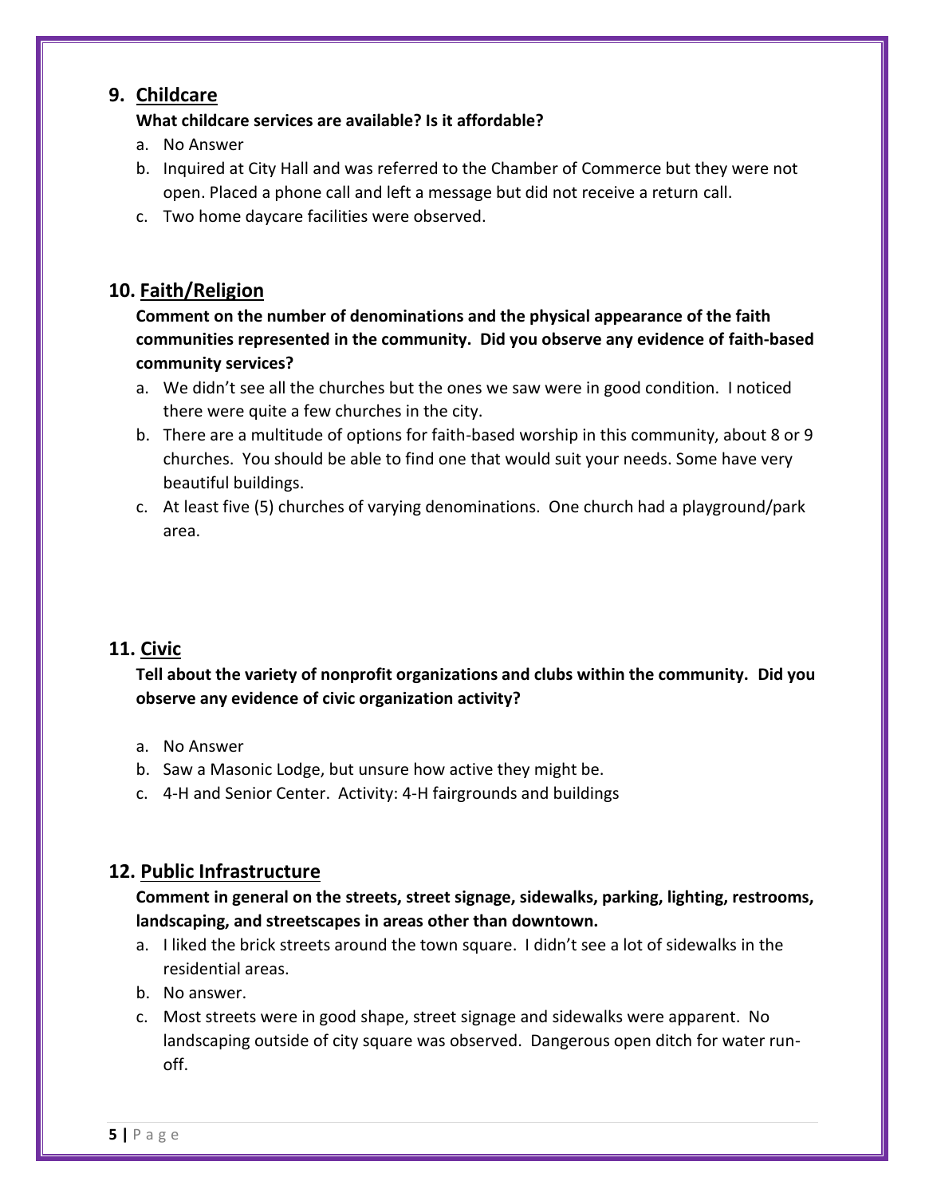## 9. Childcare

**What childcare services are available? Is it affordable?**

a. No Answer
b. Inquired at City Hall and was referred to the Chamber of Commerce but they were not open. Placed a phone call and left a message but did not receive a return call.
c. Two home daycare facilities were observed.

## 10. Faith/Religion

**Comment on the number of denominations and the physical appearance of the faith communities represented in the community. Did you observe any evidence of faith-based community services?**

a. We didn't see all the churches but the ones we saw were in good condition. I noticed there were quite a few churches in the city.
b. There are a multitude of options for faith-based worship in this community, about 8 or 9 churches. You should be able to find one that would suit your needs. Some have very beautiful buildings.
c. At least five (5) churches of varying denominations. One church had a playground/park area.

## 11. Civic

**Tell about the variety of nonprofit organizations and clubs within the community. Did you observe any evidence of civic organization activity?**

a. No Answer
b. Saw a Masonic Lodge, but unsure how active they might be.
c. 4-H and Senior Center. Activity: 4-H fairgrounds and buildings

## 12. Public Infrastructure

**Comment in general on the streets, street signage, sidewalks, parking, lighting, restrooms, landscaping, and streetscapes in areas other than downtown.**

a. I liked the brick streets around the town square. I didn't see a lot of sidewalks in the residential areas.
b. No answer.
c. Most streets were in good shape, street signage and sidewalks were apparent. No landscaping outside of city square was observed. Dangerous open ditch for water run-off.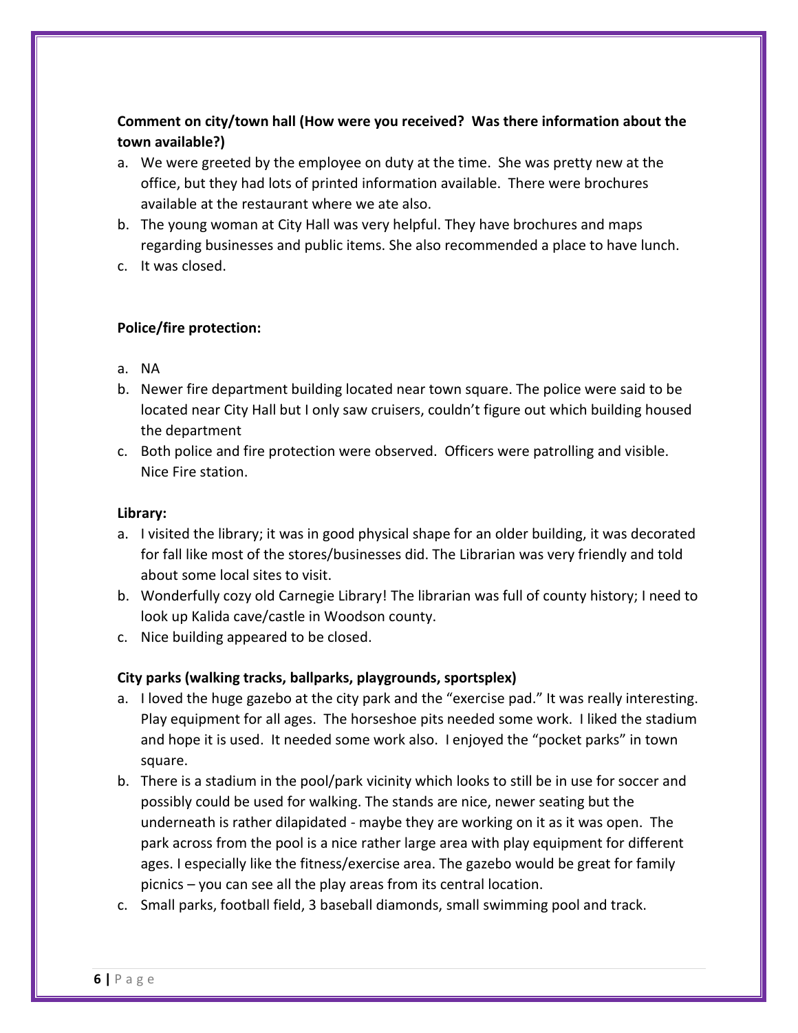**Comment on city/town hall (How were you received? Was there information about the town available?)**

a. We were greeted by the employee on duty at the time. She was pretty new at the office, but they had lots of printed information available. There were brochures available at the restaurant where we ate also.
b. The young woman at City Hall was very helpful. They have brochures and maps regarding businesses and public items. She also recommended a place to have lunch.
c. It was closed.

**Police/fire protection:**

a. NA
b. Newer fire department building located near town square. The police were said to be located near City Hall but I only saw cruisers, couldn't figure out which building housed the department
c. Both police and fire protection were observed. Officers were patrolling and visible. Nice Fire station.

**Library:**

a. I visited the library; it was in good physical shape for an older building, it was decorated for fall like most of the stores/businesses did. The Librarian was very friendly and told about some local sites to visit.
b. Wonderfully cozy old Carnegie Library! The librarian was full of county history; I need to look up Kalida cave/castle in Woodson county.
c. Nice building appeared to be closed.

**City parks (walking tracks, ballparks, playgrounds, sportsplex)**

a. I loved the huge gazebo at the city park and the "exercise pad." It was really interesting. Play equipment for all ages. The horseshoe pits needed some work. I liked the stadium and hope it is used. It needed some work also. I enjoyed the "pocket parks" in town square.
b. There is a stadium in the pool/park vicinity which looks to still be in use for soccer and possibly could be used for walking. The stands are nice, newer seating but the underneath is rather dilapidated - maybe they are working on it as it was open. The park across from the pool is a nice rather large area with play equipment for different ages. I especially like the fitness/exercise area. The gazebo would be great for family picnics – you can see all the play areas from its central location.
c. Small parks, football field, 3 baseball diamonds, small swimming pool and track.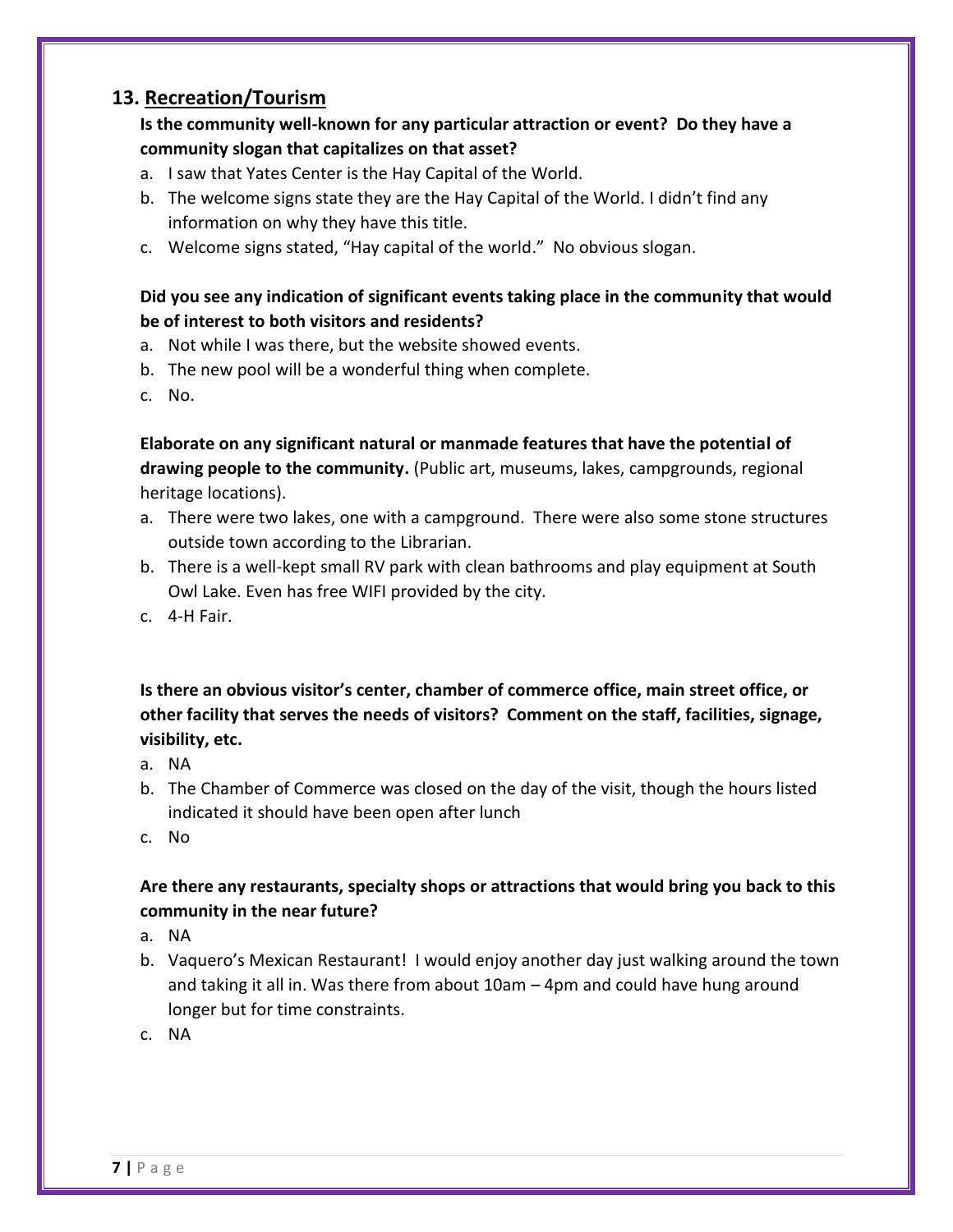## 13. Recreation/Tourism

**Is the community well-known for any particular attraction or event? Do they have a community slogan that capitalizes on that asset?**

a. I saw that Yates Center is the Hay Capital of the World.
b. The welcome signs state they are the Hay Capital of the World. I didn't find any information on why they have this title.
c. Welcome signs stated, "Hay capital of the world." No obvious slogan.

**Did you see any indication of significant events taking place in the community that would be of interest to both visitors and residents?**

a. Not while I was there, but the website showed events.
b. The new pool will be a wonderful thing when complete.
c. No.

**Elaborate on any significant natural or manmade features that have the potential of drawing people to the community.** (Public art, museums, lakes, campgrounds, regional heritage locations).

a. There were two lakes, one with a campground. There were also some stone structures outside town according to the Librarian.
b. There is a well-kept small RV park with clean bathrooms and play equipment at South Owl Lake. Even has free WIFI provided by the city.
c. 4-H Fair.

**Is there an obvious visitor's center, chamber of commerce office, main street office, or other facility that serves the needs of visitors? Comment on the staff, facilities, signage, visibility, etc.**

a. NA
b. The Chamber of Commerce was closed on the day of the visit, though the hours listed indicated it should have been open after lunch
c. No

**Are there any restaurants, specialty shops or attractions that would bring you back to this community in the near future?**

a. NA
b. Vaquero's Mexican Restaurant! I would enjoy another day just walking around the town and taking it all in. Was there from about 10am – 4pm and could have hung around longer but for time constraints.
c. NA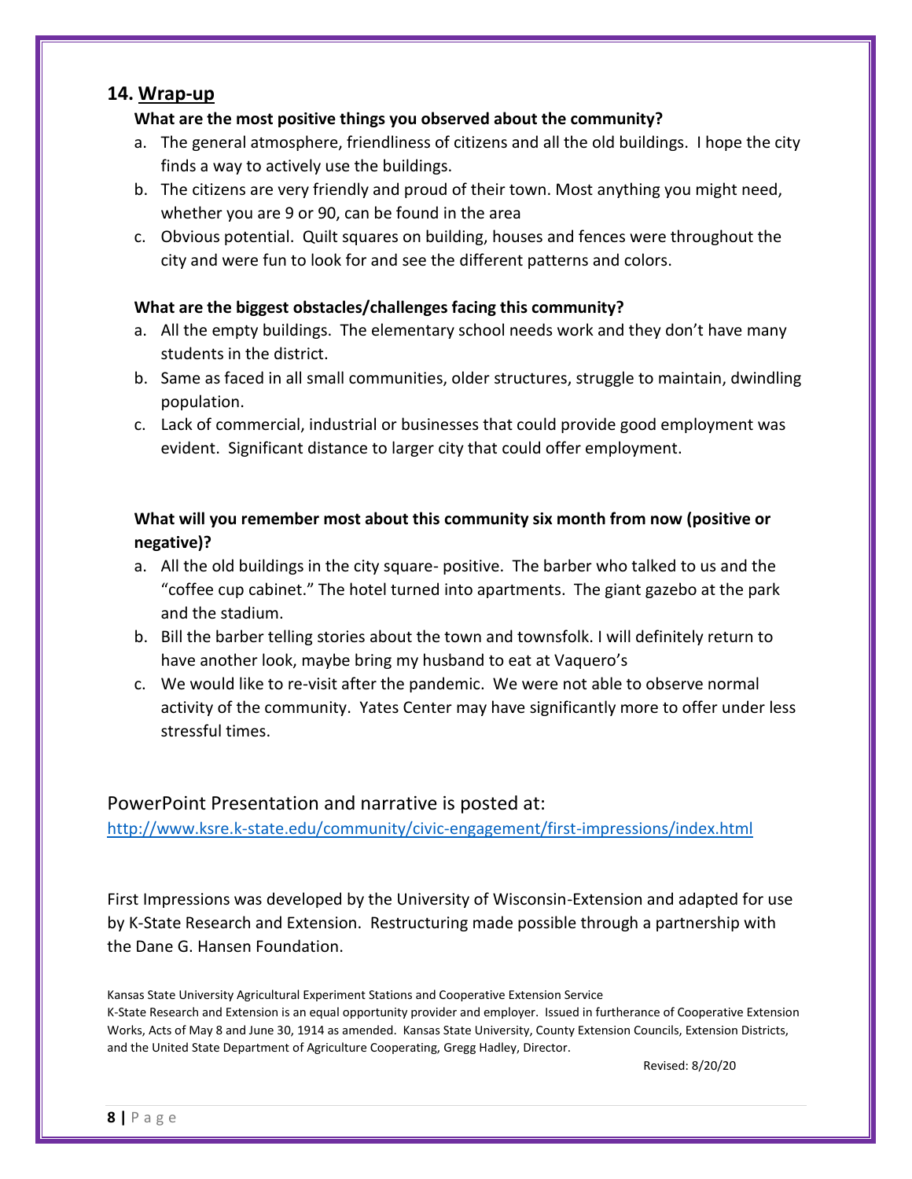## 14. Wrap-up

**What are the most positive things you observed about the community?**

a. The general atmosphere, friendliness of citizens and all the old buildings. I hope the city finds a way to actively use the buildings.
b. The citizens are very friendly and proud of their town. Most anything you might need, whether you are 9 or 90, can be found in the area
c. Obvious potential. Quilt squares on building, houses and fences were throughout the city and were fun to look for and see the different patterns and colors.

**What are the biggest obstacles/challenges facing this community?**

a. All the empty buildings. The elementary school needs work and they don't have many students in the district.
b. Same as faced in all small communities, older structures, struggle to maintain, dwindling population.
c. Lack of commercial, industrial or businesses that could provide good employment was evident. Significant distance to larger city that could offer employment.

**What will you remember most about this community six month from now (positive or negative)?**

a. All the old buildings in the city square- positive. The barber who talked to us and the "coffee cup cabinet." The hotel turned into apartments. The giant gazebo at the park and the stadium.
b. Bill the barber telling stories about the town and townsfolk. I will definitely return to have another look, maybe bring my husband to eat at Vaquero's
c. We would like to re-visit after the pandemic. We were not able to observe normal activity of the community. Yates Center may have significantly more to offer under less stressful times.

PowerPoint Presentation and narrative is posted at:
http://www.ksre.k-state.edu/community/civic-engagement/first-impressions/index.html

First Impressions was developed by the University of Wisconsin-Extension and adapted for use by K-State Research and Extension. Restructuring made possible through a partnership with the Dane G. Hansen Foundation.

Kansas State University Agricultural Experiment Stations and Cooperative Extension Service
K-State Research and Extension is an equal opportunity provider and employer. Issued in furtherance of Cooperative Extension Works, Acts of May 8 and June 30, 1914 as amended. Kansas State University, County Extension Councils, Extension Districts, and the United State Department of Agriculture Cooperating, Gregg Hadley, Director.

Revised: 8/20/20